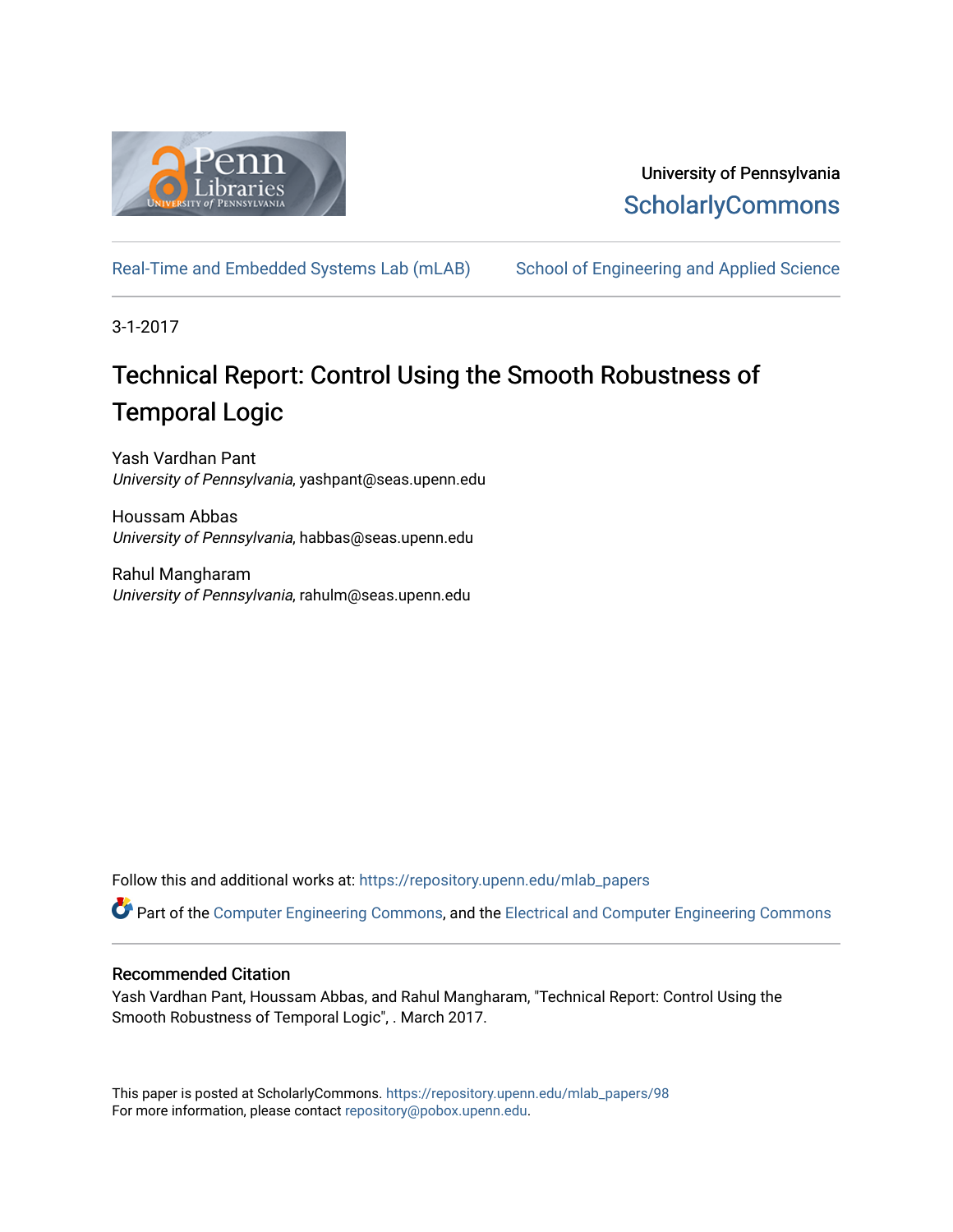University of Pennsylvania

ScholarlyCommons

Real-Time and Embedded Systems Lab (mLAB) School of Engineering and Applied Science

3-1-2017

# Technical Report: Control Using the Smooth Robustness of Temporal Logic

Yash Vardhan Pant
*University of Pennsylvania*, yashpant@seas.upenn.edu

Houssam Abbas
*University of Pennsylvania*, habbas@seas.upenn.edu

Rahul Mangharam
*University of Pennsylvania*, rahulm@seas.upenn.edu

Follow this and additional works at: https://repository.upenn.edu/mlab_papers

Part of the Computer Engineering Commons, and the Electrical and Computer Engineering Commons

## Recommended Citation

Yash Vardhan Pant, Houssam Abbas, and Rahul Mangharam, "Technical Report: Control Using the Smooth Robustness of Temporal Logic", . March 2017.

This paper is posted at ScholarlyCommons. https://repository.upenn.edu/mlab_papers/98
For more information, please contact repository@pobox.upenn.edu.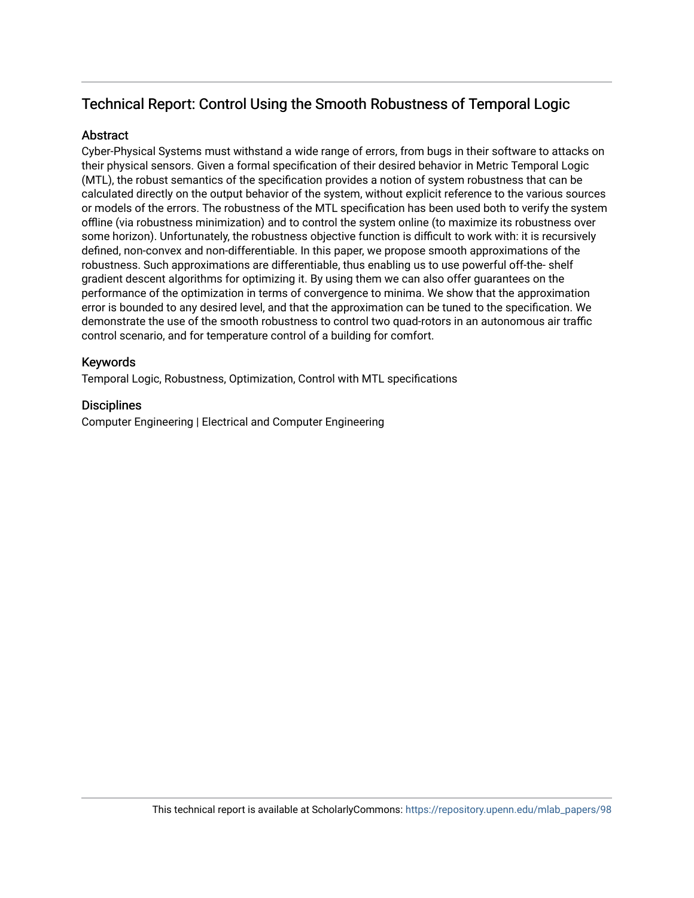## Technical Report: Control Using the Smooth Robustness of Temporal Logic

### Abstract

Cyber-Physical Systems must withstand a wide range of errors, from bugs in their software to attacks on their physical sensors. Given a formal specification of their desired behavior in Metric Temporal Logic (MTL), the robust semantics of the specification provides a notion of system robustness that can be calculated directly on the output behavior of the system, without explicit reference to the various sources or models of the errors. The robustness of the MTL specification has been used both to verify the system offline (via robustness minimization) and to control the system online (to maximize its robustness over some horizon). Unfortunately, the robustness objective function is difficult to work with: it is recursively defined, non-convex and non-differentiable. In this paper, we propose smooth approximations of the robustness. Such approximations are differentiable, thus enabling us to use powerful off-the- shelf gradient descent algorithms for optimizing it. By using them we can also offer guarantees on the performance of the optimization in terms of convergence to minima. We show that the approximation error is bounded to any desired level, and that the approximation can be tuned to the specification. We demonstrate the use of the smooth robustness to control two quad-rotors in an autonomous air traffic control scenario, and for temperature control of a building for comfort.

### Keywords

Temporal Logic, Robustness, Optimization, Control with MTL specifications

### Disciplines

Computer Engineering | Electrical and Computer Engineering

This technical report is available at ScholarlyCommons: https://repository.upenn.edu/mlab_papers/98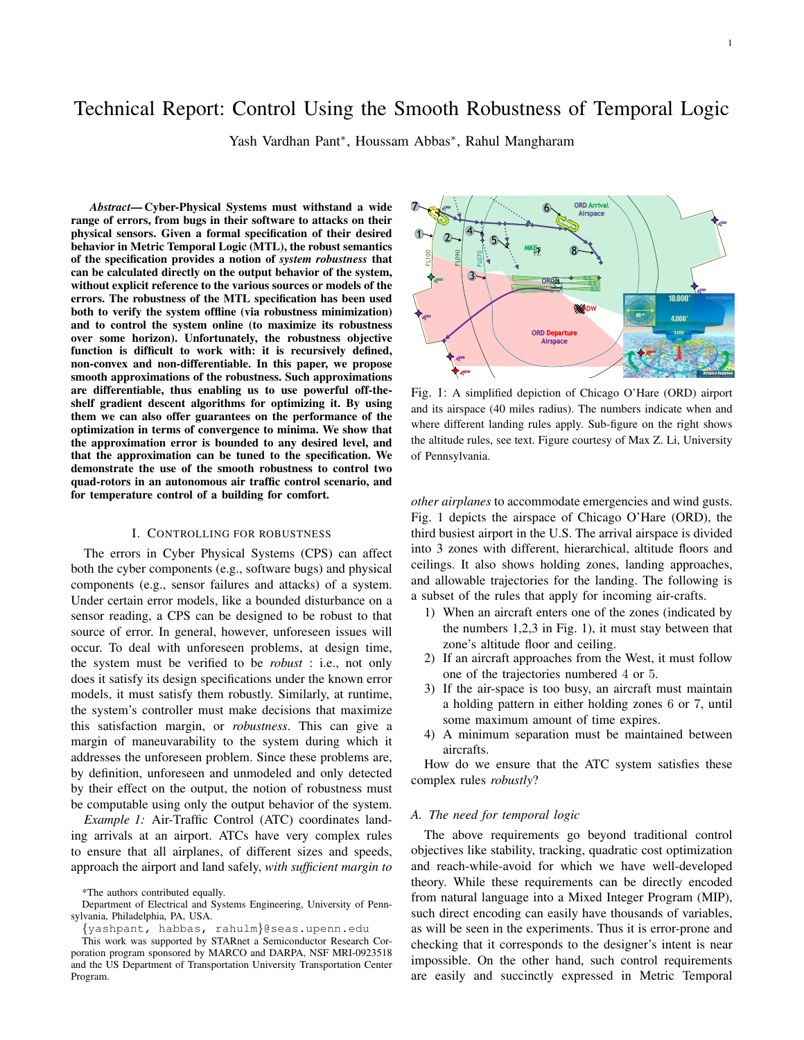# Technical Report: Control Using the Smooth Robustness of Temporal Logic

Yash Vardhan Pant*, Houssam Abbas*, Rahul Mangharam

***Abstract*— Cyber-Physical Systems must withstand a wide range of errors, from bugs in their software to attacks on their physical sensors. Given a formal specification of their desired behavior in Metric Temporal Logic (MTL), the robust semantics of the specification provides a notion of *system robustness* that can be calculated directly on the output behavior of the system, without explicit reference to the various sources or models of the errors. The robustness of the MTL specification has been used both to verify the system offline (via robustness minimization) and to control the system online (to maximize its robustness over some horizon). Unfortunately, the robustness objective function is difficult to work with: it is recursively defined, non-convex and non-differentiable. In this paper, we propose smooth approximations of the robustness. Such approximations are differentiable, thus enabling us to use powerful off-the-shelf gradient descent algorithms for optimizing it. By using them we can also offer guarantees on the performance of the optimization in terms of convergence to minima. We show that the approximation error is bounded to any desired level, and that the approximation can be tuned to the specification. We demonstrate the use of the smooth robustness to control two quad-rotors in an autonomous air traffic control scenario, and for temperature control of a building for comfort.**

## I. Controlling for Robustness

The errors in Cyber Physical Systems (CPS) can affect both the cyber components (e.g., software bugs) and physical components (e.g., sensor failures and attacks) of a system. Under certain error models, like a bounded disturbance on a sensor reading, a CPS can be designed to be robust to that source of error. In general, however, unforeseen issues will occur. To deal with unforeseen problems, at design time, the system must be verified to be *robust* : i.e., not only does it satisfy its design specifications under the known error models, it must satisfy them robustly. Similarly, at runtime, the system's controller must make decisions that maximize this satisfaction margin, or *robustness*. This can give a margin of maneuverability to the system during which it addresses the unforeseen problem. Since these problems are, by definition, unforeseen and unmodeled and only detected by their effect on the output, the notion of robustness must be computable using only the output behavior of the system.

*Example 1:* Air-Traffic Control (ATC) coordinates landing arrivals at an airport. ATCs have very complex rules to ensure that all airplanes, of different sizes and speeds, approach the airport and land safely, *with sufficient margin to other airplanes* to accommodate emergencies and wind gusts. Fig. 1 depicts the airspace of Chicago O'Hare (ORD), the third busiest airport in the U.S. The arrival airspace is divided into 3 zones with different, hierarchical, altitude floors and ceilings. It also shows holding zones, landing approaches, and allowable trajectories for the landing. The following is a subset of the rules that apply for incoming air-crafts.

1) When an aircraft enters one of the zones (indicated by the numbers 1,2,3 in Fig. 1), it must stay between that zone's altitude floor and ceiling.
2) If an aircraft approaches from the West, it must follow one of the trajectories numbered 4 or 5.
3) If the air-space is too busy, an aircraft must maintain a holding pattern in either holding zones 6 or 7, until some maximum amount of time expires.
4) A minimum separation must be maintained between aircrafts.

How do we ensure that the ATC system satisfies these complex rules *robustly*?

Fig. 1: A simplified depiction of Chicago O'Hare (ORD) airport and its airspace (40 miles radius). The numbers indicate when and where different landing rules apply. Sub-figure on the right shows the altitude rules, see text. Figure courtesy of Max Z. Li, University of Pennsylvania.

### A. The need for temporal logic

The above requirements go beyond traditional control objectives like stability, tracking, quadratic cost optimization and reach-while-avoid for which we have well-developed theory. While these requirements can be directly encoded from natural language into a Mixed Integer Program (MIP), such direct encoding can easily have thousands of variables, as will be seen in the experiments. Thus it is error-prone and checking that it corresponds to the designer's intent is near impossible. On the other hand, such control requirements are easily and succinctly expressed in Metric Temporal

*The authors contributed equally.

Department of Electrical and Systems Engineering, University of Pennsylvania, Philadelphia, PA, USA.

{yashpant, habbas, rahulm}@seas.upenn.edu

This work was supported by STARnet a Semiconductor Research Corporation program sponsored by MARCO and DARPA, NSF MRI-0923518 and the US Department of Transportation University Transportation Center Program.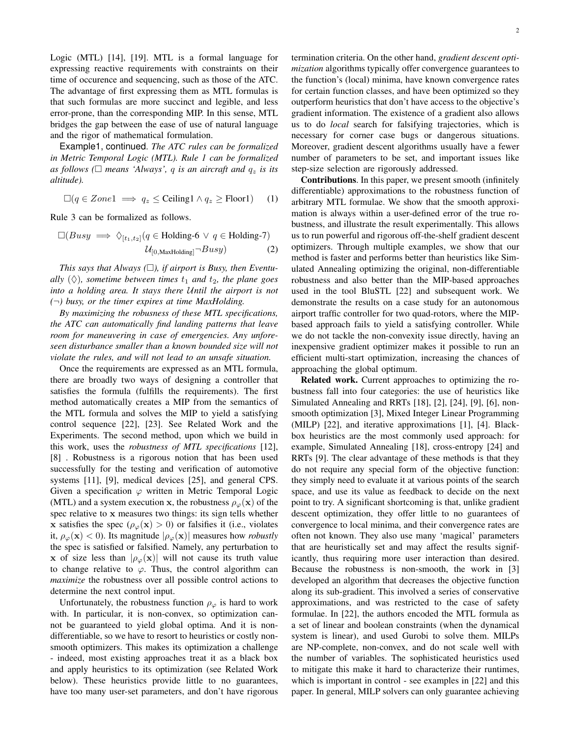Logic (MTL) [14], [19]. MTL is a formal language for expressing reactive requirements with constraints on their time of occurence and sequencing, such as those of the ATC. The advantage of first expressing them as MTL formulas is that such formulas are more succinct and legible, and less error-prone, than the corresponding MIP. In this sense, MTL bridges the gap between the ease of use of natural language and the rigor of mathematical formulation.

Example1, continued. *The ATC rules can be formalized in Metric Temporal Logic (MTL). Rule 1 can be formalized as follows ($\square$ means 'Always', $q$ is an aircraft and $q_z$ is its altitude).*

$$\square(q \in Zone1 \implies q_z \leq \text{Ceiling1} \wedge q_z \geq \text{Floor1}) \quad (1)$$

Rule 3 can be formalized as follows.

$$\square(Busy \implies \Diamond_{[t_1,t_2]}(q \in \text{Holding-6} \vee q \in \text{Holding-7}) \mathcal{U}_{[0,\text{MaxHolding}]} \neg Busy) \quad (2)$$

*This says that Always ($\square$), if airport is Busy, then Eventually ($\Diamond$), sometime between times $t_1$ and $t_2$, the plane goes into a holding area. It stays there Until the airport is not ($\neg$) busy, or the timer expires at time MaxHolding.*

*By maximizing the robusness of these MTL specifications, the ATC can automatically find landing patterns that leave room for maneuvering in case of emergencies. Any unforeseen disturbance smaller than a known bounded size will not violate the rules, and will not lead to an unsafe situation.*

Once the requirements are expressed as an MTL formula, there are broadly two ways of designing a controller that satisfies the formula (fulfills the requirements). The first method automatically creates a MIP from the semantics of the MTL formula and solves the MIP to yield a satisfying control sequence [22], [23]. See Related Work and the Experiments. The second method, upon which we build in this work, uses the *robustness of MTL specifications* [12], [8] . Robustness is a rigorous notion that has been used successfully for the testing and verification of automotive systems [11], [9], medical devices [25], and general CPS. Given a specification $\varphi$ written in Metric Temporal Logic (MTL) and a system execution $\mathbf{x}$, the robustness $\rho_\varphi(\mathbf{x})$ of the spec relative to $\mathbf{x}$ measures two things: its sign tells whether $\mathbf{x}$ satisfies the spec ($\rho_\varphi(\mathbf{x}) > 0$) or falsifies it (i.e., violates it, $\rho_\varphi(\mathbf{x}) < 0$). Its magnitude $|\rho_\varphi(\mathbf{x})|$ measures how *robustly* the spec is satisfied or falsified. Namely, any perturbation to $\mathbf{x}$ of size less than $|\rho_\varphi(\mathbf{x})|$ will not cause its truth value to change relative to $\varphi$. Thus, the control algorithm can *maximize* the robustness over all possible control actions to determine the next control input.

Unfortunately, the robustness function $\rho_\varphi$ is hard to work with. In particular, it is non-convex, so optimization cannot be guaranteed to yield global optima. And it is non-differentiable, so we have to resort to heuristics or costly non-smooth optimizers. This makes its optimization a challenge - indeed, most existing approaches treat it as a black box and apply heuristics to its optimization (see Related Work below). These heuristics provide little to no guarantees, have too many user-set parameters, and don't have rigorous termination criteria. On the other hand, *gradient descent optimization* algorithms typically offer convergence guarantees to the function's (local) minima, have known convergence rates for certain function classes, and have been optimized so they outperform heuristics that don't have access to the objective's gradient information. The existence of a gradient also allows us to do *local* search for falsifying trajectories, which is necessary for corner case bugs or dangerous situations. Moreover, gradient descent algorithms usually have a fewer number of parameters to be set, and important issues like step-size selection are rigorously addressed.

**Contributions**. In this paper, we present smooth (infinitely differentiable) approximations to the robustness function of arbitrary MTL formulae. We show that the smooth approximation is always within a user-defined error of the true robustness, and illustrate the result experimentally. This allows us to run powerful and rigorous off-the-shelf gradient descent optimizers. Through multiple examples, we show that our method is faster and performs better than heuristics like Simulated Annealing optimizing the original, non-differentiable robustness and also better than the MIP-based approaches used in the tool BluSTL [22] and subsequent work. We demonstrate the results on a case study for an autonomous airport traffic controller for two quad-rotors, where the MIP-based approach fails to yield a satisfying controller. While we do not tackle the non-convexity issue directly, having an inexpensive gradient optimizer makes it possible to run an efficient multi-start optimization, increasing the chances of approaching the global optimum.

**Related work.** Current approaches to optimizing the robustness fall into four categories: the use of heuristics like Simulated Annealing and RRTs [18], [2], [24], [9], [6], non-smooth optimization [3], Mixed Integer Linear Programming (MILP) [22], and iterative approximations [1], [4]. Black-box heuristics are the most commonly used approach: for example, Simulated Annealing [18], cross-entropy [24] and RRTs [9]. The clear advantage of these methods is that they do not require any special form of the objective function: they simply need to evaluate it at various points of the search space, and use its value as feedback to decide on the next point to try. A significant shortcoming is that, unlike gradient descent optimization, they offer little to no guarantees of convergence to local minima, and their convergence rates are often not known. They also use many 'magical' parameters that are heuristically set and may affect the results significantly, thus requiring more user interaction than desired. Because the robustness is non-smooth, the work in [3] developed an algorithm that decreases the objective function along its sub-gradient. This involved a series of conservative approximations, and was restricted to the case of safety formulae. In [22], the authors encoded the MTL formula as a set of linear and boolean constraints (when the dynamical system is linear), and used Gurobi to solve them. MILPs are NP-complete, non-convex, and do not scale well with the number of variables. The sophisticated heuristics used to mitigate this make it hard to characterize their runtimes, which is important in control - see examples in [22] and this paper. In general, MILP solvers can only guarantee achieving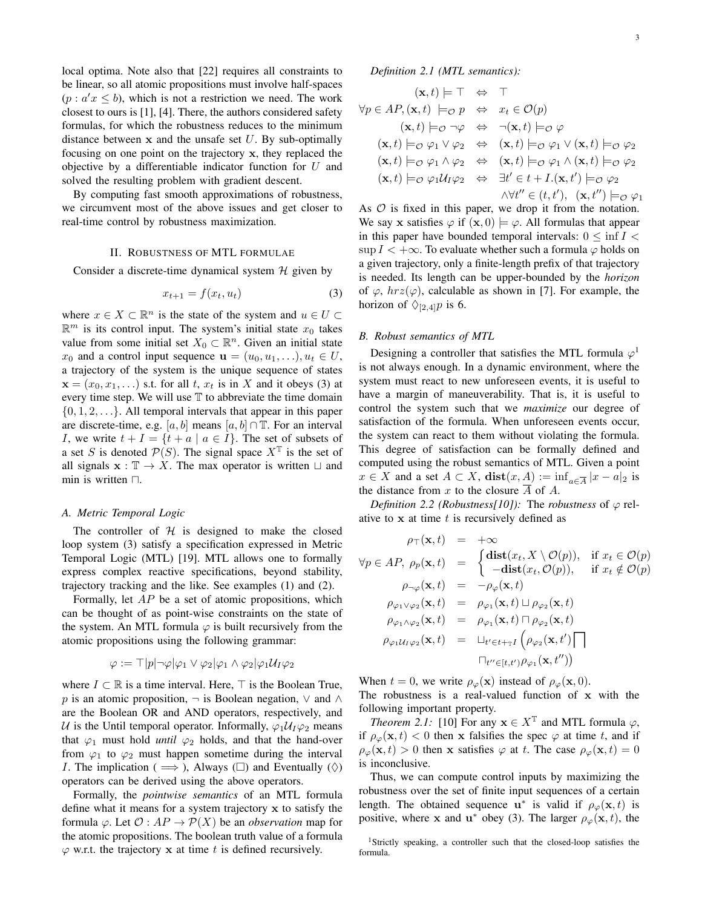local optima. Note also that [22] requires all constraints to be linear, so all atomic propositions must involve half-spaces ($p : a'x \leq b$), which is not a restriction we need. The work closest to ours is [1], [4]. There, the authors considered safety formulas, for which the robustness reduces to the minimum distance between $\mathbf{x}$ and the unsafe set $U$. By sub-optimally focusing on one point on the trajectory $\mathbf{x}$, they replaced the objective by a differentiable indicator function for $U$ and solved the resulting problem with gradient descent.

By computing fast smooth approximations of robustness, we circumvent most of the above issues and get closer to real-time control by robustness maximization.

## II. Robustness of MTL formulae

Consider a discrete-time dynamical system $\mathcal{H}$ given by

$$x_{t+1} = f(x_t, u_t) \tag{3}$$

where $x \in X \subset \mathbb{R}^n$ is the state of the system and $u \in U \subset \mathbb{R}^m$ is its control input. The system's initial state $x_0$ takes value from some initial set $X_0 \subset \mathbb{R}^n$. Given an initial state $x_0$ and a control input sequence $\mathbf{u} = (u_0, u_1, \ldots), u_t \in U$, a trajectory of the system is the unique sequence of states $\mathbf{x} = (x_0, x_1, \ldots)$ s.t. for all $t$, $x_t$ is in $X$ and it obeys (3) at every time step. We will use $\mathbb{T}$ to abbreviate the time domain $\{0, 1, 2, \ldots\}$. All temporal intervals that appear in this paper are discrete-time, e.g. $[a, b]$ means $[a, b] \cap \mathbb{T}$. For an interval $I$, we write $t + I = \{t + a \mid a \in I\}$. The set of subsets of a set $S$ is denoted $\mathcal{P}(S)$. The signal space $X^{\mathbb{T}}$ is the set of all signals $\mathbf{x} : \mathbb{T} \rightarrow X$. The max operator is written $\sqcup$ and min is written $\sqcap$.

### A. Metric Temporal Logic

The controller of $\mathcal{H}$ is designed to make the closed loop system (3) satisfy a specification expressed in Metric Temporal Logic (MTL) [19]. MTL allows one to formally express complex reactive specifications, beyond stability, trajectory tracking and the like. See examples (1) and (2).

Formally, let $AP$ be a set of atomic propositions, which can be thought of as point-wise constraints on the state of the system. An MTL formula $\varphi$ is built recursively from the atomic propositions using the following grammar:

$$\varphi := \top | p | \neg\varphi | \varphi_1 \vee \varphi_2 | \varphi_1 \wedge \varphi_2 | \varphi_1 \mathcal{U}_I \varphi_2$$

where $I \subset \mathbb{R}$ is a time interval. Here, $\top$ is the Boolean True, $p$ is an atomic proposition, $\neg$ is Boolean negation, $\vee$ and $\wedge$ are the Boolean OR and AND operators, respectively, and $\mathcal{U}$ is the Until temporal operator. Informally, $\varphi_1 \mathcal{U}_I \varphi_2$ means that $\varphi_1$ must hold *until* $\varphi_2$ holds, and that the hand-over from $\varphi_1$ to $\varphi_2$ must happen sometime during the interval $I$. The implication ($\implies$), Always ($\Box$) and Eventually ($\Diamond$) operators can be derived using the above operators.

Formally, the *pointwise semantics* of an MTL formula define what it means for a system trajectory $\mathbf{x}$ to satisfy the formula $\varphi$. Let $\mathcal{O} : AP \rightarrow \mathcal{P}(X)$ be an *observation* map for the atomic propositions. The boolean truth value of a formula $\varphi$ w.r.t. the trajectory $\mathbf{x}$ at time $t$ is defined recursively.

*Definition 2.1 (MTL semantics):*

$$
\begin{array}{rcl}
(\mathbf{x}, t) \models \top & \Leftrightarrow & \top \\
\forall p \in AP, (\mathbf{x}, t) \models_{\mathcal{O}} p & \Leftrightarrow & x_t \in \mathcal{O}(p) \\
(\mathbf{x}, t) \models_{\mathcal{O}} \neg\varphi & \Leftrightarrow & \neg(\mathbf{x}, t) \models_{\mathcal{O}} \varphi \\
(\mathbf{x}, t) \models_{\mathcal{O}} \varphi_1 \vee \varphi_2 & \Leftrightarrow & (\mathbf{x}, t) \models_{\mathcal{O}} \varphi_1 \vee (\mathbf{x}, t) \models_{\mathcal{O}} \varphi_2 \\
(\mathbf{x}, t) \models_{\mathcal{O}} \varphi_1 \wedge \varphi_2 & \Leftrightarrow & (\mathbf{x}, t) \models_{\mathcal{O}} \varphi_1 \wedge (\mathbf{x}, t) \models_{\mathcal{O}} \varphi_2 \\
(\mathbf{x}, t) \models_{\mathcal{O}} \varphi_1 \mathcal{U}_I \varphi_2 & \Leftrightarrow & \exists t' \in t + I . (\mathbf{x}, t') \models_{\mathcal{O}} \varphi_2 \\
& & \wedge \forall t'' \in (t, t'),\ (\mathbf{x}, t'') \models_{\mathcal{O}} \varphi_1
\end{array}
$$

As $\mathcal{O}$ is fixed in this paper, we drop it from the notation. We say $\mathbf{x}$ satisfies $\varphi$ if $(\mathbf{x}, 0) \models \varphi$. All formulas that appear in this paper have bounded temporal intervals: $0 \leq \inf I < \sup I < +\infty$. To evaluate whether such a formula $\varphi$ holds on a given trajectory, only a finite-length prefix of that trajectory is needed. Its length can be upper-bounded by the *horizon* of $\varphi$, $hrz(\varphi)$, calculable as shown in [7]. For example, the horizon of $\Diamond_{[2,4]} p$ is 6.

### B. Robust semantics of MTL

Designing a controller that satisfies the MTL formula $\varphi$[1] is not always enough. In a dynamic environment, where the system must react to new unforeseen events, it is useful to have a margin of maneuverability. That is, it is useful to control the system such that we *maximize* our degree of satisfaction of the formula. When unforeseen events occur, the system can react to them without violating the formula. This degree of satisfaction can be formally defined and computed using the robust semantics of MTL. Given a point $x \in X$ and a set $A \subset X$, $\mathbf{dist}(x, A) := \inf_{a \in \overline{A}} |x - a|_2$ is the distance from $x$ to the closure $\overline{A}$ of $A$.

*Definition 2.2 (Robustness[10]):* The *robustness* of $\varphi$ relative to $\mathbf{x}$ at time $t$ is recursively defined as

$$
\begin{array}{rcl}
\rho_{\top}(\mathbf{x}, t) & = & +\infty \\
\forall p \in AP,\ \rho_p(\mathbf{x}, t) & = & \begin{cases} \mathbf{dist}(x_t, X \setminus \mathcal{O}(p)), & \text{if } x_t \in \mathcal{O}(p) \\ -\mathbf{dist}(x_t, \mathcal{O}(p)), & \text{if } x_t \notin \mathcal{O}(p) \end{cases} \\
\rho_{\neg\varphi}(\mathbf{x}, t) & = & -\rho_{\varphi}(\mathbf{x}, t) \\
\rho_{\varphi_1 \vee \varphi_2}(\mathbf{x}, t) & = & \rho_{\varphi_1}(\mathbf{x}, t) \sqcup \rho_{\varphi_2}(\mathbf{x}, t) \\
\rho_{\varphi_1 \wedge \varphi_2}(\mathbf{x}, t) & = & \rho_{\varphi_1}(\mathbf{x}, t) \sqcap \rho_{\varphi_2}(\mathbf{x}, t) \\
\rho_{\varphi_1 \mathcal{U}_I \varphi_2}(\mathbf{x}, t) & = & \sqcup_{t' \in t +_{\mathbb{T}} I} \Big( \rho_{\varphi_2}(\mathbf{x}, t') \bigsqcap \\
& & \sqcap_{t'' \in [t, t')} \rho_{\varphi_1}(\mathbf{x}, t'') \Big)
\end{array}
$$

When $t = 0$, we write $\rho_{\varphi}(\mathbf{x})$ instead of $\rho_{\varphi}(\mathbf{x}, 0)$.
The robustness is a real-valued function of $\mathbf{x}$ with the following important property.

*Theorem 2.1:* [10] For any $\mathbf{x} \in X^{\mathbb{T}}$ and MTL formula $\varphi$, if $\rho_{\varphi}(\mathbf{x}, t) < 0$ then $\mathbf{x}$ falsifies the spec $\varphi$ at time $t$, and if $\rho_{\varphi}(\mathbf{x}, t) > 0$ then $\mathbf{x}$ satisfies $\varphi$ at $t$. The case $\rho_{\varphi}(\mathbf{x}, t) = 0$ is inconclusive.

Thus, we can compute control inputs by maximizing the robustness over the set of finite input sequences of a certain length. The obtained sequence $\mathbf{u}^*$ is valid if $\rho_{\varphi}(\mathbf{x}, t)$ is positive, where $\mathbf{x}$ and $\mathbf{u}^*$ obey (3). The larger $\rho_{\varphi}(\mathbf{x}, t)$, the

[1] Strictly speaking, a controller such that the closed-loop satisfies the formula.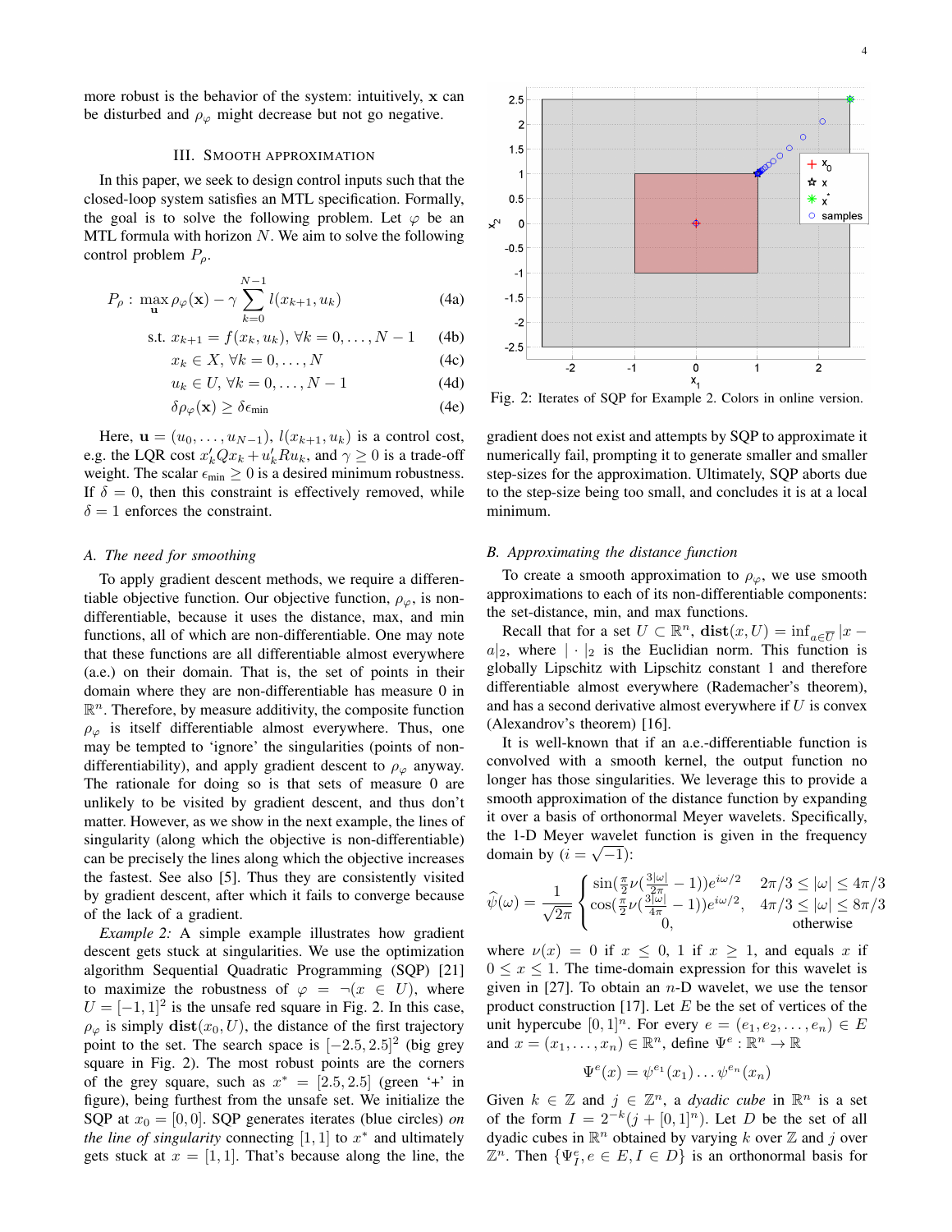more robust is the behavior of the system: intuitively, $\mathbf{x}$ can be disturbed and $\rho_\varphi$ might decrease but not go negative.

## III. Smooth approximation

In this paper, we seek to design control inputs such that the closed-loop system satisfies an MTL specification. Formally, the goal is to solve the following problem. Let $\varphi$ be an MTL formula with horizon $N$. We aim to solve the following control problem $P_\rho$.

$$P_\rho : \max_{\mathbf{u}} \rho_\varphi(\mathbf{x}) - \gamma \sum_{k=0}^{N-1} l(x_{k+1}, u_k) \tag{4a}$$

$$\text{s.t. } x_{k+1} = f(x_k, u_k), \ \forall k = 0, \dots, N-1 \tag{4b}$$

$$x_k \in X, \ \forall k = 0, \dots, N \tag{4c}$$

$$u_k \in U, \ \forall k = 0, \dots, N-1 \tag{4d}$$

$$\delta \rho_\varphi(\mathbf{x}) \geq \delta \epsilon_{\min} \tag{4e}$$

Here, $\mathbf{u} = (u_0, \dots, u_{N-1})$, $l(x_{k+1}, u_k)$ is a control cost, e.g. the LQR cost $x_k' Q x_k + u_k' R u_k$, and $\gamma \geq 0$ is a trade-off weight. The scalar $\epsilon_{\min} \geq 0$ is a desired minimum robustness. If $\delta = 0$, then this constraint is effectively removed, while $\delta = 1$ enforces the constraint.

### A. The need for smoothing

To apply gradient descent methods, we require a differentiable objective function. Our objective function, $\rho_\varphi$, is non-differentiable, because it uses the distance, max, and min functions, all of which are non-differentiable. One may note that these functions are all differentiable almost everywhere (a.e.) on their domain. That is, the set of points in their domain where they are non-differentiable has measure 0 in $\mathbb{R}^n$. Therefore, by measure additivity, the composite function $\rho_\varphi$ is itself differentiable almost everywhere. Thus, one may be tempted to 'ignore' the singularities (points of non-differentiability), and apply gradient descent to $\rho_\varphi$ anyway. The rationale for doing so is that sets of measure 0 are unlikely to be visited by gradient descent, and thus don't matter. However, as we show in the next example, the lines of singularity (along which the objective is non-differentiable) can be precisely the lines along which the objective increases the fastest. See also [5]. Thus they are consistently visited by gradient descent, after which it fails to converge because of the lack of a gradient.

*Example 2:* A simple example illustrates how gradient descent gets stuck at singularities. We use the optimization algorithm Sequential Quadratic Programming (SQP) [21] to maximize the robustness of $\varphi = \neg(x \in U)$, where $U = [-1, 1]^2$ is the unsafe red square in Fig. 2. In this case, $\rho_\varphi$ is simply $\mathbf{dist}(x_0, U)$, the distance of the first trajectory point to the set. The search space is $[-2.5, 2.5]^2$ (big grey square in Fig. 2). The most robust points are the corners of the grey square, such as $x^* = [2.5, 2.5]$ (green '+' in figure), being furthest from the unsafe set. We initialize the SQP at $x_0 = [0, 0]$. SQP generates iterates (blue circles) *on the line of singularity* connecting $[1, 1]$ to $x^*$ and ultimately gets stuck at $x = [1, 1]$. That's because along the line, the gradient does not exist and attempts by SQP to approximate it numerically fail, prompting it to generate smaller and smaller step-sizes for the approximation. Ultimately, SQP aborts due to the step-size being too small, and concludes it is at a local minimum.

Fig. 2: Iterates of SQP for Example 2. Colors in online version.

### B. Approximating the distance function

To create a smooth approximation to $\rho_\varphi$, we use smooth approximations to each of its non-differentiable components: the set-distance, min, and max functions.

Recall that for a set $U \subset \mathbb{R}^n$, $\mathbf{dist}(x, U) = \inf_{a \in \overline{U}} |x - a|_2$, where $|\cdot|_2$ is the Euclidian norm. This function is globally Lipschitz with Lipschitz constant 1 and therefore differentiable almost everywhere (Rademacher's theorem), and has a second derivative almost everywhere if $U$ is convex (Alexandrov's theorem) [16].

It is well-known that if an a.e.-differentiable function is convolved with a smooth kernel, the output function no longer has those singularities. We leverage this to provide a smooth approximation of the distance function by expanding it over a basis of orthonormal Meyer wavelets. Specifically, the 1-D Meyer wavelet function is given in the frequency domain by ($i = \sqrt{-1}$):

$$\widehat{\psi}(\omega) = \frac{1}{\sqrt{2\pi}} \begin{cases} \sin(\frac{\pi}{2}\nu(\frac{3|\omega|}{2\pi} - 1))e^{i\omega/2} & 2\pi/3 \leq |\omega| \leq 4\pi/3 \\ \cos(\frac{\pi}{2}\nu(\frac{3|\omega|}{4\pi} - 1))e^{i\omega/2}, & 4\pi/3 \leq |\omega| \leq 8\pi/3 \\ 0, & \text{otherwise} \end{cases}$$

where $\nu(x) = 0$ if $x \leq 0$, 1 if $x \geq 1$, and equals $x$ if $0 \leq x \leq 1$. The time-domain expression for this wavelet is given in [27]. To obtain an $n$-D wavelet, we use the tensor product construction [17]. Let $E$ be the set of vertices of the unit hypercube $[0, 1]^n$. For every $e = (e_1, e_2, \dots, e_n) \in E$ and $x = (x_1, \dots, x_n) \in \mathbb{R}^n$, define $\Psi^e : \mathbb{R}^n \to \mathbb{R}$

$$\Psi^e(x) = \psi^{e_1}(x_1) \dots \psi^{e_n}(x_n)$$

Given $k \in \mathbb{Z}$ and $j \in \mathbb{Z}^n$, a *dyadic cube* in $\mathbb{R}^n$ is a set of the form $I = 2^{-k}(j + [0, 1]^n)$. Let $D$ be the set of all dyadic cubes in $\mathbb{R}^n$ obtained by varying $k$ over $\mathbb{Z}$ and $j$ over $\mathbb{Z}^n$. Then $\{\Psi_I^e, e \in E, I \in D\}$ is an orthonormal basis for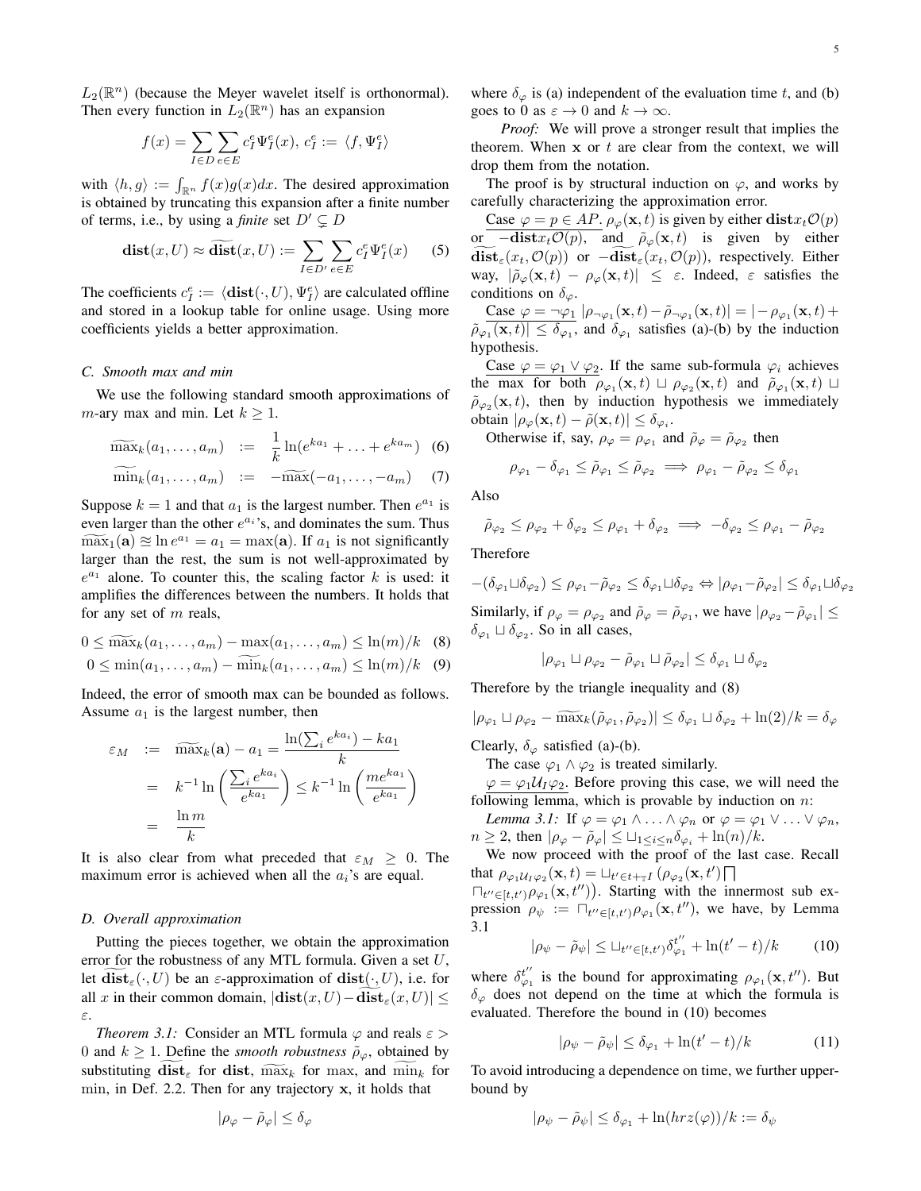$L_2(\mathbb{R}^n)$ (because the Meyer wavelet itself is orthonormal). Then every function in $L_2(\mathbb{R}^n)$ has an expansion

$$f(x) = \sum_{I \in D} \sum_{e \in E} c_I^e \Psi_I^e(x),\ c_I^e := \langle f, \Psi_I^e \rangle$$

with $\langle h, g \rangle := \int_{\mathbb{R}^n} f(x)g(x)dx$. The desired approximation is obtained by truncating this expansion after a finite number of terms, i.e., by using a *finite* set $D' \subsetneq D$

$$\mathbf{dist}(x, U) \approx \widetilde{\mathbf{dist}}(x, U) := \sum_{I \in D'} \sum_{e \in E} c_I^e \Psi_I^e(x) \quad (5)$$

The coefficients $c_I^e := \langle \mathbf{dist}(\cdot, U), \Psi_I^e \rangle$ are calculated offline and stored in a lookup table for online usage. Using more coefficients yields a better approximation.

### C. Smooth max and min

We use the following standard smooth approximations of $m$-ary max and min. Let $k \geq 1$.

$$\widetilde{\max}_k(a_1, \ldots, a_m) \ := \ \frac{1}{k} \ln(e^{ka_1} + \ldots + e^{ka_m}) \quad (6)$$

$$\widetilde{\min}_k(a_1, \ldots, a_m) \ := \ -\widetilde{\max}(-a_1, \ldots, -a_m) \quad (7)$$

Suppose $k = 1$ and that $a_1$ is the largest number. Then $e^{a_1}$ is even larger than the other $e^{a_i}$'s, and dominates the sum. Thus $\widetilde{\max}_1(\mathbf{a}) \approxeq \ln e^{a_1} = a_1 = \max(\mathbf{a})$. If $a_1$ is not significantly larger than the rest, the sum is not well-approximated by $e^{a_1}$ alone. To counter this, the scaling factor $k$ is used: it amplifies the differences between the numbers. It holds that for any set of $m$ reals,

$$0 \leq \widetilde{\max}_k(a_1, \ldots, a_m) - \max(a_1, \ldots, a_m) \leq \ln(m)/k \quad (8)$$

$$0 \leq \min(a_1, \ldots, a_m) - \widetilde{\min}_k(a_1, \ldots, a_m) \leq \ln(m)/k \quad (9)$$

Indeed, the error of smooth max can be bounded as follows. Assume $a_1$ is the largest number, then

$$\begin{aligned} \varepsilon_M \ &:= \ \widetilde{\max}_k(\mathbf{a}) - a_1 = \frac{\ln(\sum_i e^{ka_i}) - ka_1}{k} \\ &= \ k^{-1} \ln\left(\frac{\sum_i e^{ka_i}}{e^{ka_1}}\right) \leq k^{-1} \ln\left(\frac{me^{ka_1}}{e^{ka_1}}\right) \\ &= \ \frac{\ln m}{k} \end{aligned}$$

It is also clear from what preceded that $\varepsilon_M \geq 0$. The maximum error is achieved when all the $a_i$'s are equal.

### D. Overall approximation

Putting the pieces together, we obtain the approximation error for the robustness of any MTL formula. Given a set $U$, let $\widetilde{\mathbf{dist}}_\varepsilon(\cdot, U)$ be an $\varepsilon$-approximation of $\mathbf{dist}(\cdot, U)$, i.e. for all $x$ in their common domain, $|\mathbf{dist}(x, U) - \widetilde{\mathbf{dist}}_\varepsilon(x, U)| \leq \varepsilon$.

*Theorem 3.1:* Consider an MTL formula $\varphi$ and reals $\varepsilon > 0$ and $k \geq 1$. Define the *smooth robustness* $\tilde{\rho}_\varphi$, obtained by substituting $\widetilde{\mathbf{dist}}_\varepsilon$ for $\mathbf{dist}$, $\widetilde{\max}_k$ for max, and $\widetilde{\min}_k$ for min, in Def. 2.2. Then for any trajectory $\mathbf{x}$, it holds that

$$|\rho_\varphi - \tilde{\rho}_\varphi| \leq \delta_\varphi$$

where $\delta_\varphi$ is (a) independent of the evaluation time $t$, and (b) goes to 0 as $\varepsilon \to 0$ and $k \to \infty$.

*Proof:* We will prove a stronger result that implies the theorem. When $\mathbf{x}$ or $t$ are clear from the context, we will drop them from the notation.

The proof is by structural induction on $\varphi$, and works by carefully characterizing the approximation error.

Case $\varphi = p \in AP$. $\rho_\varphi(\mathbf{x}, t)$ is given by either $\mathbf{dist}x_t\mathcal{O}(p)$ or $-\mathbf{dist}x_t\mathcal{O}(p)$, and $\tilde{\rho}_\varphi(\mathbf{x}, t)$ is given by either $\widetilde{\mathbf{dist}}_\varepsilon(x_t, \mathcal{O}(p))$ or $-\widetilde{\mathbf{dist}}_\varepsilon(x_t, \mathcal{O}(p))$, respectively. Either way, $|\tilde{\rho}_\varphi(\mathbf{x}, t) - \rho_\varphi(\mathbf{x}, t)| \leq \varepsilon$. Indeed, $\varepsilon$ satisfies the conditions on $\delta_\varphi$.

Case $\varphi = \neg\varphi_1$ $|\rho_{\neg\varphi_1}(\mathbf{x}, t) - \tilde{\rho}_{\neg\varphi_1}(\mathbf{x}, t)| = |-\rho_{\varphi_1}(\mathbf{x}, t) + \tilde{\rho}_{\varphi_1}(\mathbf{x}, t)| \leq \delta_{\varphi_1}$, and $\delta_{\varphi_1}$ satisfies (a)-(b) by the induction hypothesis.

Case $\varphi = \varphi_1 \vee \varphi_2$. If the same sub-formula $\varphi_i$ achieves the max for both $\rho_{\varphi_1}(\mathbf{x}, t) \sqcup \rho_{\varphi_2}(\mathbf{x}, t)$ and $\tilde{\rho}_{\varphi_1}(\mathbf{x}, t) \sqcup \tilde{\rho}_{\varphi_2}(\mathbf{x}, t)$, then by induction hypothesis we immediately obtain $|\rho_\varphi(\mathbf{x}, t) - \tilde{\rho}(\mathbf{x}, t)| \leq \delta_{\varphi_i}$.

Otherwise if, say, $\rho_\varphi = \rho_{\varphi_1}$ and $\tilde{\rho}_\varphi = \tilde{\rho}_{\varphi_2}$ then

$$\rho_{\varphi_1} - \delta_{\varphi_1} \leq \tilde{\rho}_{\varphi_1} \leq \tilde{\rho}_{\varphi_2} \implies \rho_{\varphi_1} - \tilde{\rho}_{\varphi_2} \leq \delta_{\varphi_1}$$

Also

$$\tilde{\rho}_{\varphi_2} \leq \rho_{\varphi_2} + \delta_{\varphi_2} \leq \rho_{\varphi_1} + \delta_{\varphi_2} \implies -\delta_{\varphi_2} \leq \rho_{\varphi_1} - \tilde{\rho}_{\varphi_2}$$

Therefore

$$-(\delta_{\varphi_1} \sqcup \delta_{\varphi_2}) \leq \rho_{\varphi_1} - \tilde{\rho}_{\varphi_2} \leq \delta_{\varphi_1} \sqcup \delta_{\varphi_2} \Leftrightarrow |\rho_{\varphi_1} - \tilde{\rho}_{\varphi_2}| \leq \delta_{\varphi_1} \sqcup \delta_{\varphi_2}$$

Similarly, if $\rho_\varphi = \rho_{\varphi_2}$ and $\tilde{\rho}_\varphi = \tilde{\rho}_{\varphi_1}$, we have $|\rho_{\varphi_2} - \tilde{\rho}_{\varphi_1}| \leq \delta_{\varphi_1} \sqcup \delta_{\varphi_2}$. So in all cases,

$$|\rho_{\varphi_1} \sqcup \rho_{\varphi_2} - \tilde{\rho}_{\varphi_1} \sqcup \tilde{\rho}_{\varphi_2}| \leq \delta_{\varphi_1} \sqcup \delta_{\varphi_2}$$

Therefore by the triangle inequality and (8)

$$|\rho_{\varphi_1} \sqcup \rho_{\varphi_2} - \widetilde{\max}_k(\tilde{\rho}_{\varphi_1}, \tilde{\rho}_{\varphi_2})| \leq \delta_{\varphi_1} \sqcup \delta_{\varphi_2} + \ln(2)/k = \delta_\varphi$$

Clearly, $\delta_\varphi$ satisfied (a)-(b).

The case $\varphi_1 \wedge \varphi_2$ is treated similarly.

$\varphi = \varphi_1 \mathcal{U}_I \varphi_2$. Before proving this case, we will need the following lemma, which is provable by induction on $n$:

*Lemma 3.1:* If $\varphi = \varphi_1 \wedge \ldots \wedge \varphi_n$ or $\varphi = \varphi_1 \vee \ldots \vee \varphi_n$, $n \geq 2$, then $|\rho_\varphi - \tilde{\rho}_\varphi| \leq \sqcup_{1 \leq i \leq n} \delta_{\varphi_i} + \ln(n)/k$.

We now proceed with the proof of the last case. Recall that $\rho_{\varphi_1 \mathcal{U}_I \varphi_2}(\mathbf{x}, t) = \sqcup_{t' \in t +_{\mathbb{T}} I} \left(\rho_{\varphi_2}(\mathbf{x}, t') \bigsqcap \sqcap_{t'' \in [t, t')} \rho_{\varphi_1}(\mathbf{x}, t'')\right)$. Starting with the innermost sub expression $\rho_\psi := \sqcap_{t'' \in [t, t')} \rho_{\varphi_1}(\mathbf{x}, t'')$, we have, by Lemma 3.1

$$|\rho_\psi - \tilde{\rho}_\psi| \leq \sqcup_{t'' \in [t, t')} \delta_{\varphi_1}^{t''} + \ln(t' - t)/k \quad (10)$$

where $\delta_{\varphi_1}^{t''}$ is the bound for approximating $\rho_{\varphi_1}(\mathbf{x}, t'')$. But $\delta_\varphi$ does not depend on the time at which the formula is evaluated. Therefore the bound in (10) becomes

$$|\rho_\psi - \tilde{\rho}_\psi| \leq \delta_{\varphi_1} + \ln(t' - t)/k \quad (11)$$

To avoid introducing a dependence on time, we further upper-bound by

$$|\rho_\psi - \tilde{\rho}_\psi| \leq \delta_{\varphi_1} + \ln(hrz(\varphi))/k := \delta_\psi$$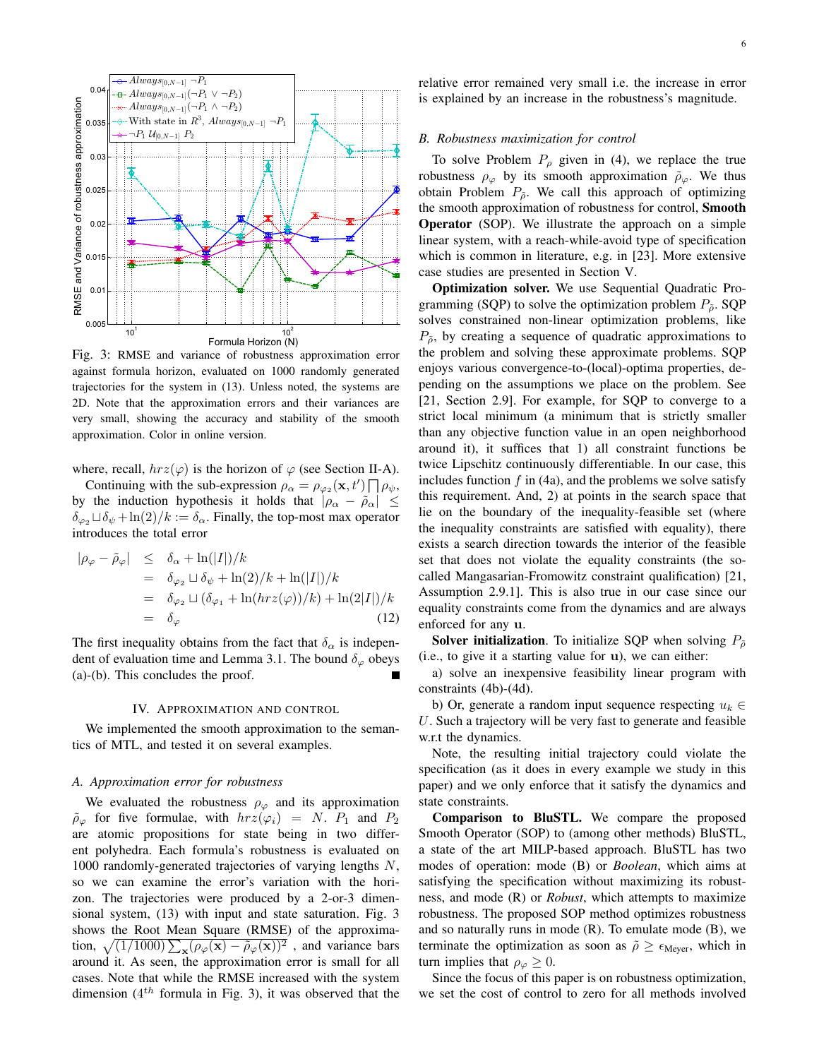Fig. 3: RMSE and variance of robustness approximation error against formula horizon, evaluated on 1000 randomly generated trajectories for the system in (13). Unless noted, the systems are 2D. Note that the approximation errors and their variances are very small, showing the accuracy and stability of the smooth approximation. Color in online version.

where, recall, $hrz(\varphi)$ is the horizon of $\varphi$ (see Section II-A).

Continuing with the sub-expression $\rho_\alpha = \rho_{\varphi_2}(\mathbf{x}, t') \bigsqcap \rho_\psi$, by the induction hypothesis it holds that $|\rho_\alpha - \tilde{\rho}_\alpha| \leq \delta_{\varphi_2} \sqcup \delta_\psi + \ln(2)/k := \delta_\alpha$. Finally, the top-most max operator introduces the total error

$$
\begin{aligned}
|\rho_\varphi - \tilde{\rho}_\varphi| &\leq \delta_\alpha + \ln(|I|)/k \\
&= \delta_{\varphi_2} \sqcup \delta_\psi + \ln(2)/k + \ln(|I|)/k \\
&= \delta_{\varphi_2} \sqcup (\delta_{\varphi_1} + \ln(hrz(\varphi))/k) + \ln(2|I|)/k \\
&= \delta_\varphi \qquad (12)
\end{aligned}
$$

The first inequality obtains from the fact that $\delta_\alpha$ is independent of evaluation time and Lemma 3.1. The bound $\delta_\varphi$ obeys (a)-(b). This concludes the proof. ■

## IV. Approximation and Control

We implemented the smooth approximation to the semantics of MTL, and tested it on several examples.

### A. Approximation error for robustness

We evaluated the robustness $\rho_\varphi$ and its approximation $\tilde{\rho}_\varphi$ for five formulae, with $hrz(\varphi_i) = N$. $P_1$ and $P_2$ are atomic propositions for state being in two different polyhedra. Each formula's robustness is evaluated on 1000 randomly-generated trajectories of varying lengths $N$, so we can examine the error's variation with the horizon. The trajectories were produced by a 2-or-3 dimensional system, (13) with input and state saturation. Fig. 3 shows the Root Mean Square (RMSE) of the approximation, $\sqrt{(1/1000)\sum_{\mathbf{x}}(\rho_\varphi(\mathbf{x}) - \tilde{\rho}_\varphi(\mathbf{x}))^2}$ , and variance bars around it. As seen, the approximation error is small for all cases. Note that while the RMSE increased with the system dimension ($4^{th}$ formula in Fig. 3), it was observed that the relative error remained very small i.e. the increase in error is explained by an increase in the robustness's magnitude.

### B. Robustness maximization for control

To solve Problem $P_\rho$ given in (4), we replace the true robustness $\rho_\varphi$ by its smooth approximation $\tilde{\rho}_\varphi$. We thus obtain Problem $P_{\tilde{\rho}}$. We call this approach of optimizing the smooth approximation of robustness for control, **Smooth Operator** (SOP). We illustrate the approach on a simple linear system, with a reach-while-avoid type of specification which is common in literature, e.g. in [23]. More extensive case studies are presented in Section V.

**Optimization solver.** We use Sequential Quadratic Programming (SQP) to solve the optimization problem $P_{\tilde{\rho}}$. SQP solves constrained non-linear optimization problems, like $P_{\tilde{\rho}}$, by creating a sequence of quadratic approximations to the problem and solving these approximate problems. SQP enjoys various convergence-to-(local)-optima properties, depending on the assumptions we place on the problem. See [21, Section 2.9]. For example, for SQP to converge to a strict local minimum (a minimum that is strictly smaller than any objective function value in an open neighborhood around it), it suffices that 1) all constraint functions be twice Lipschitz continuously differentiable. In our case, this includes function $f$ in (4a), and the problems we solve satisfy this requirement. And, 2) at points in the search space that lie on the boundary of the inequality-feasible set (where the inequality constraints are satisfied with equality), there exists a search direction towards the interior of the feasible set that does not violate the equality constraints (the so-called Mangasarian-Fromowitz constraint qualification) [21, Assumption 2.9.1]. This is also true in our case since our equality constraints come from the dynamics and are always enforced for any $\mathbf{u}$.

**Solver initialization**. To initialize SQP when solving $P_{\tilde{\rho}}$ (i.e., to give it a starting value for $\mathbf{u}$), we can either:

a) solve an inexpensive feasibility linear program with constraints (4b)-(4d).

b) Or, generate a random input sequence respecting $u_k \in U$. Such a trajectory will be very fast to generate and feasible w.r.t the dynamics.

Note, the resulting initial trajectory could violate the specification (as it does in every example we study in this paper) and we only enforce that it satisfy the dynamics and state constraints.

**Comparison to BluSTL.** We compare the proposed Smooth Operator (SOP) to (among other methods) BluSTL, a state of the art MILP-based approach. BluSTL has two modes of operation: mode (B) or *Boolean*, which aims at satisfying the specification without maximizing its robustness, and mode (R) or *Robust*, which attempts to maximize robustness. The proposed SOP method optimizes robustness and so naturally runs in mode (R). To emulate mode (B), we terminate the optimization as soon as $\tilde{\rho} \geq \epsilon_{\text{Meyer}}$, which in turn implies that $\rho_\varphi \geq 0$.

Since the focus of this paper is on robustness optimization, we set the cost of control to zero for all methods involved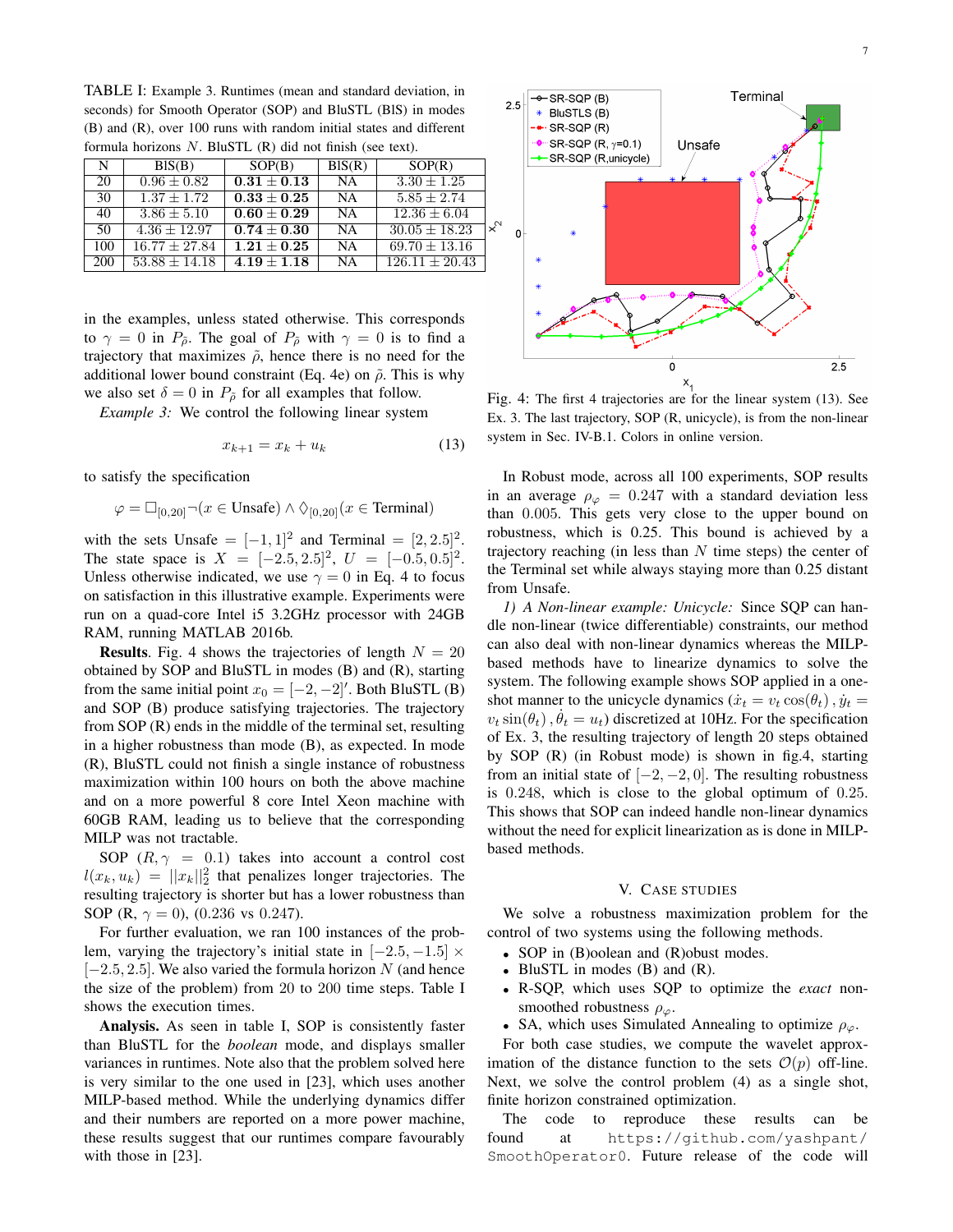TABLE I: Example 3. Runtimes (mean and standard deviation, in seconds) for Smooth Operator (SOP) and BluSTL (BlS) in modes (B) and (R), over 100 runs with random initial states and different formula horizons $N$. BluSTL (R) did not finish (see text).

| N | BlS(B) | SOP(B) | BlS(R) | SOP(R) |
|---|---|---|---|---|
| 20 | $0.96 \pm 0.82$ | $\mathbf{0.31 \pm 0.13}$ | NA | $3.30 \pm 1.25$ |
| 30 | $1.37 \pm 1.72$ | $\mathbf{0.33 \pm 0.25}$ | NA | $5.85 \pm 2.74$ |
| 40 | $3.86 \pm 5.10$ | $\mathbf{0.60 \pm 0.29}$ | NA | $12.36 \pm 6.04$ |
| 50 | $4.36 \pm 12.97$ | $\mathbf{0.74 \pm 0.30}$ | NA | $30.05 \pm 18.23$ |
| 100 | $16.77 \pm 27.84$ | $\mathbf{1.21 \pm 0.25}$ | NA | $69.70 \pm 13.16$ |
| 200 | $53.88 \pm 14.18$ | $\mathbf{4.19 \pm 1.18}$ | NA | $126.11 \pm 20.43$ |

in the examples, unless stated otherwise. This corresponds to $\gamma = 0$ in $P_{\tilde{\rho}}$. The goal of $P_{\tilde{\rho}}$ with $\gamma = 0$ is to find a trajectory that maximizes $\tilde{\rho}$, hence there is no need for the additional lower bound constraint (Eq. 4e) on $\tilde{\rho}$. This is why we also set $\delta = 0$ in $P_{\tilde{\rho}}$ for all examples that follow.

*Example 3:* We control the following linear system

$$x_{k+1} = x_k + u_k \tag{13}$$

to satisfy the specification

$$\varphi = \Box_{[0,20]}\neg(x \in \text{Unsafe}) \wedge \Diamond_{[0,20]}(x \in \text{Terminal})$$

with the sets Unsafe $= [-1, 1]^2$ and Terminal $= [2, 2.5]^2$. The state space is $X = [-2.5, 2.5]^2$, $U = [-0.5, 0.5]^2$. Unless otherwise indicated, we use $\gamma = 0$ in Eq. 4 to focus on satisfaction in this illustrative example. Experiments were run on a quad-core Intel i5 3.2GHz processor with 24GB RAM, running MATLAB 2016b.

**Results**. Fig. 4 shows the trajectories of length $N = 20$ obtained by SOP and BluSTL in modes (B) and (R), starting from the same initial point $x_0 = [-2, -2]'$. Both BluSTL (B) and SOP (B) produce satisfying trajectories. The trajectory from SOP (R) ends in the middle of the terminal set, resulting in a higher robustness than mode (B), as expected. In mode (R), BluSTL could not finish a single instance of robustness maximization within 100 hours on both the above machine and on a more powerful 8 core Intel Xeon machine with 60GB RAM, leading us to believe that the corresponding MILP was not tractable.

SOP $(R, \gamma = 0.1)$ takes into account a control cost $l(x_k, u_k) = ||x_k||_2^2$ that penalizes longer trajectories. The resulting trajectory is shorter but has a lower robustness than SOP (R, $\gamma = 0$), (0.236 vs 0.247).

For further evaluation, we ran 100 instances of the problem, varying the trajectory's initial state in $[-2.5, -1.5] \times [-2.5, 2.5]$. We also varied the formula horizon $N$ (and hence the size of the problem) from 20 to 200 time steps. Table I shows the execution times.

**Analysis.** As seen in table I, SOP is consistently faster than BluSTL for the *boolean* mode, and displays smaller variances in runtimes. Note also that the problem solved here is very similar to the one used in [23], which uses another MILP-based method. While the underlying dynamics differ and their numbers are reported on a more power machine, these results suggest that our runtimes compare favourably with those in [23].

Fig. 4: The first 4 trajectories are for the linear system (13). See Ex. 3. The last trajectory, SOP (R, unicycle), is from the non-linear system in Sec. IV-B.1. Colors in online version.

In Robust mode, across all 100 experiments, SOP results in an average $\rho_\varphi = 0.247$ with a standard deviation less than 0.005. This gets very close to the upper bound on robustness, which is 0.25. This bound is achieved by a trajectory reaching (in less than $N$ time steps) the center of the Terminal set while always staying more than 0.25 distant from Unsafe.

*1) A Non-linear example: Unicycle:* Since SQP can handle non-linear (twice differentiable) constraints, our method can also deal with non-linear dynamics whereas the MILP-based methods have to linearize dynamics to solve the system. The following example shows SOP applied in a one-shot manner to the unicycle dynamics ($\dot{x}_t = v_t \cos(\theta_t)\,, \dot{y}_t = v_t \sin(\theta_t)\,, \dot{\theta}_t = u_t$) discretized at 10Hz. For the specification of Ex. 3, the resulting trajectory of length 20 steps obtained by SOP (R) (in Robust mode) is shown in fig.4, starting from an initial state of $[-2, -2, 0]$. The resulting robustness is 0.248, which is close to the global optimum of 0.25. This shows that SOP can indeed handle non-linear dynamics without the need for explicit linearization as is done in MILP-based methods.

## V. Case Studies

We solve a robustness maximization problem for the control of two systems using the following methods.

- SOP in (B)oolean and (R)obust modes.
- BluSTL in modes (B) and (R).
- R-SQP, which uses SQP to optimize the *exact* non-smoothed robustness $\rho_\varphi$.
- SA, which uses Simulated Annealing to optimize $\rho_\varphi$.

For both case studies, we compute the wavelet approximation of the distance function to the sets $\mathcal{O}(p)$ off-line. Next, we solve the control problem (4) as a single shot, finite horizon constrained optimization.

The code to reproduce these results can be found at `https://github.com/yashpant/SmoothOperator0`. Future release of the code will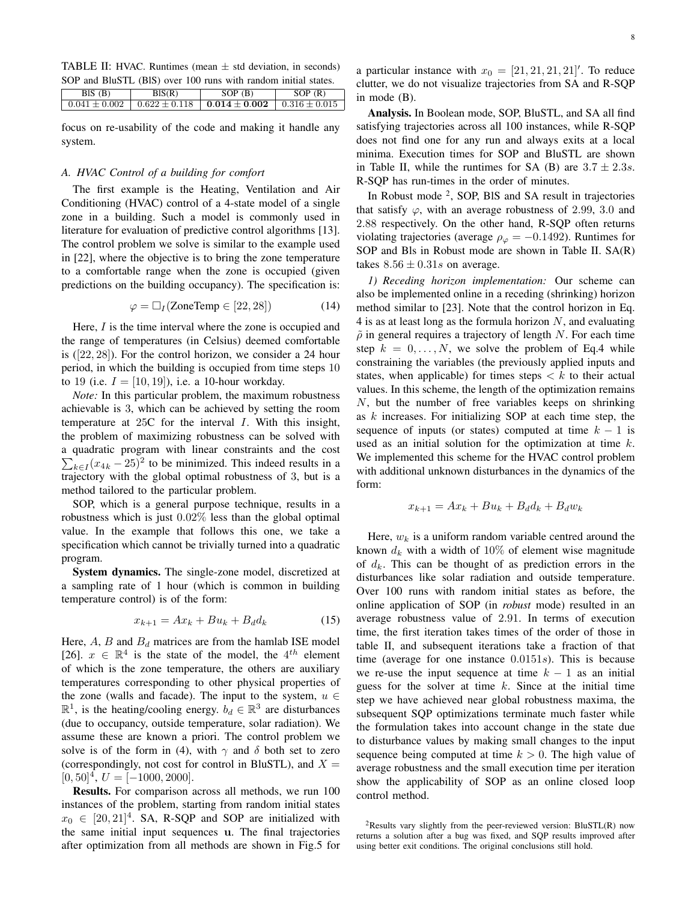TABLE II: HVAC. Runtimes (mean ± std deviation, in seconds) SOP and BluSTL (BlS) over 100 runs with random initial states.

| BlS (B) | BlS(R) | SOP (B) | SOP (R) |
|---|---|---|---|
| $0.041 \pm 0.002$ | $0.622 \pm 0.118$ | $\mathbf{0.014 \pm 0.002}$ | $0.316 \pm 0.015$ |

focus on re-usability of the code and making it handle any system.

### A. HVAC Control of a building for comfort

The first example is the Heating, Ventilation and Air Conditioning (HVAC) control of a 4-state model of a single zone in a building. Such a model is commonly used in literature for evaluation of predictive control algorithms [13]. The control problem we solve is similar to the example used in [22], where the objective is to bring the zone temperature to a comfortable range when the zone is occupied (given predictions on the building occupancy). The specification is:

$$\varphi = \Box_I(\text{ZoneTemp} \in [22, 28]) \tag{14}$$

Here, $I$ is the time interval where the zone is occupied and the range of temperatures (in Celsius) deemed comfortable is ($[22, 28]$). For the control horizon, we consider a 24 hour period, in which the building is occupied from time steps 10 to 19 (i.e. $I = [10, 19]$), i.e. a 10-hour workday.

*Note:* In this particular problem, the maximum robustness achievable is 3, which can be achieved by setting the room temperature at 25C for the interval $I$. With this insight, the problem of maximizing robustness can be solved with a quadratic program with linear constraints and the cost $\sum_{k \in I}(x_{4k} - 25)^2$ to be minimized. This indeed results in a trajectory with the global optimal robustness of 3, but is a method tailored to the particular problem.

SOP, which is a general purpose technique, results in a robustness which is just $0.02\%$ less than the global optimal value. In the example that follows this one, we take a specification which cannot be trivially turned into a quadratic program.

**System dynamics.** The single-zone model, discretized at a sampling rate of 1 hour (which is common in building temperature control) is of the form:

$$x_{k+1} = Ax_k + Bu_k + B_d d_k \tag{15}$$

Here, $A$, $B$ and $B_d$ matrices are from the hamlab ISE model [26]. $x \in \mathbb{R}^4$ is the state of the model, the $4^{th}$ element of which is the zone temperature, the others are auxiliary temperatures corresponding to other physical properties of the zone (walls and facade). The input to the system, $u \in \mathbb{R}^1$, is the heating/cooling energy. $b_d \in \mathbb{R}^3$ are disturbances (due to occupancy, outside temperature, solar radiation). We assume these are known a priori. The control problem we solve is of the form in (4), with $\gamma$ and $\delta$ both set to zero (correspondingly, not cost for control in BluSTL), and $X = [0, 50]^4$, $U = [-1000, 2000]$.

**Results.** For comparison across all methods, we run 100 instances of the problem, starting from random initial states $x_0 \in [20, 21]^4$. SA, R-SQP and SOP are initialized with the same initial input sequences $\mathbf{u}$. The final trajectories after optimization from all methods are shown in Fig.5 for a particular instance with $x_0 = [21, 21, 21, 21]'$. To reduce clutter, we do not visualize trajectories from SA and R-SQP in mode (B).

**Analysis.** In Boolean mode, SOP, BluSTL, and SA all find satisfying trajectories across all 100 instances, while R-SQP does not find one for any run and always exits at a local minima. Execution times for SOP and BluSTL are shown in Table II, while the runtimes for SA (B) are $3.7 \pm 2.3s$. R-SQP has run-times in the order of minutes.

In Robust mode [2], SOP, BlS and SA result in trajectories that satisfy $\varphi$, with an average robustness of 2.99, 3.0 and 2.88 respectively. On the other hand, R-SQP often returns violating trajectories (average $\rho_\varphi = -0.1492$). Runtimes for SOP and Bls in Robust mode are shown in Table II. SA(R) takes $8.56 \pm 0.31s$ on average.

*1) Receding horizon implementation:* Our scheme can also be implemented online in a receding (shrinking) horizon method similar to [23]. Note that the control horizon in Eq. 4 is as at least long as the formula horizon $N$, and evaluating $\tilde{\rho}$ in general requires a trajectory of length $N$. For each time step $k = 0, \ldots, N$, we solve the problem of Eq.4 while constraining the variables (the previously applied inputs and states, when applicable) for times steps $< k$ to their actual values. In this scheme, the length of the optimization remains $N$, but the number of free variables keeps on shrinking as $k$ increases. For initializing SOP at each time step, the sequence of inputs (or states) computed at time $k - 1$ is used as an initial solution for the optimization at time $k$. We implemented this scheme for the HVAC control problem with additional unknown disturbances in the dynamics of the form:

$$x_{k+1} = Ax_k + Bu_k + B_d d_k + B_d w_k$$

Here, $w_k$ is a uniform random variable centred around the known $d_k$ with a width of $10\%$ of element wise magnitude of $d_k$. This can be thought of as prediction errors in the disturbances like solar radiation and outside temperature. Over 100 runs with random initial states as before, the online application of SOP (in *robust* mode) resulted in an average robustness value of 2.91. In terms of execution time, the first iteration takes times of the order of those in table II, and subsequent iterations take a fraction of that time (average for one instance $0.0151s$). This is because we re-use the input sequence at time $k - 1$ as an initial guess for the solver at time $k$. Since at the initial time step we have achieved near global robustness maxima, the subsequent SQP optimizations terminate much faster while the formulation takes into account change in the state due to disturbance values by making small changes to the input sequence being computed at time $k > 0$. The high value of average robustness and the small execution time per iteration show the applicability of SOP as an online closed loop control method.

[2] Results vary slightly from the peer-reviewed version: BluSTL(R) now returns a solution after a bug was fixed, and SQP results improved after using better exit conditions. The original conclusions still hold.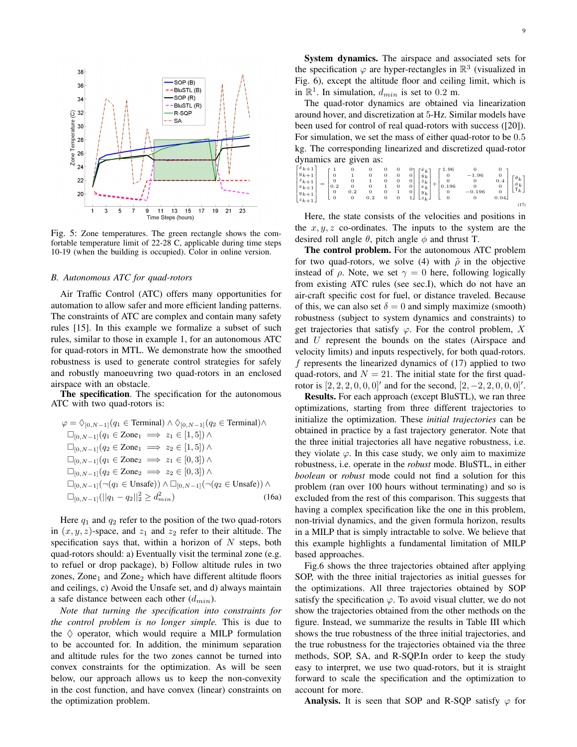Fig. 5: Zone temperatures. The green rectangle shows the comfortable temperature limit of 22-28 C, applicable during time steps 10-19 (when the building is occupied). Color in online version.

### B. Autonomous ATC for quad-rotors

Air Traffic Control (ATC) offers many opportunities for automation to allow safer and more efficient landing patterns. The constraints of ATC are complex and contain many safety rules [15]. In this example we formalize a subset of such rules, similar to those in example 1, for an autonomous ATC for quad-rotors in MTL. We demonstrate how the smoothed robustness is used to generate control strategies for safely and robustly manoeuvring two quad-rotors in an enclosed airspace with an obstacle.

**The specification**. The specification for the autonomous ATC with two quad-rotors is:

$$
\begin{aligned}
\varphi = \; & \Diamond_{[0,N-1]}(q_1 \in \text{Terminal}) \wedge \Diamond_{[0,N-1]}(q_2 \in \text{Terminal}) \wedge \\
& \Box_{[0,N-1]}(q_1 \in \text{Zone}_1 \implies z_1 \in [1,5]) \wedge \\
& \Box_{[0,N-1]}(q_2 \in \text{Zone}_1 \implies z_2 \in [1,5]) \wedge \\
& \Box_{[0,N-1]}(q_1 \in \text{Zone}_2 \implies z_1 \in [0,3]) \wedge \\
& \Box_{[0,N-1]}(q_2 \in \text{Zone}_2 \implies z_2 \in [0,3]) \wedge \\
& \Box_{[0,N-1]}(\neg(q_1 \in \text{Unsafe})) \wedge \Box_{[0,N-1]}(\neg(q_2 \in \text{Unsafe})) \wedge \\
& \Box_{[0,N-1]}(||q_1 - q_2||_2^2 \geq d_{min}^2) \qquad (16a)
\end{aligned}
$$

Here $q_1$ and $q_2$ refer to the position of the two quad-rotors in $(x, y, z)$-space, and $z_1$ and $z_2$ refer to their altitude. The specification says that, within a horizon of $N$ steps, both quad-rotors should: a) Eventually visit the terminal zone (e.g. to refuel or drop package), b) Follow altitude rules in two zones, $\text{Zone}_1$ and $\text{Zone}_2$ which have different altitude floors and ceilings, c) Avoid the Unsafe set, and d) always maintain a safe distance between each other ($d_{min}$).

*Note that turning the specification into constraints for the control problem is no longer simple.* This is due to the $\Diamond$ operator, which would require a MILP formulation to be accounted for. In addition, the minimum separation and altitude rules for the two zones cannot be turned into convex constraints for the optimization. As will be seen below, our approach allows us to keep the non-convexity in the cost function, and have convex (linear) constraints on the optimization problem.

**System dynamics.** The airspace and associated sets for the specification $\varphi$ are hyper-rectangles in $\mathbb{R}^3$ (visualized in Fig. 6), except the altitude floor and ceiling limit, which is in $\mathbb{R}^1$. In simulation, $d_{min}$ is set to 0.2 m.

The quad-rotor dynamics are obtained via linearization around hover, and discretization at 5-Hz. Similar models have been used for control of real quad-rotors with success ([20]). For simulation, we set the mass of either quad-rotor to be 0.5 kg. The corresponding linearized and discretized quad-rotor dynamics are given as:

$$
\begin{bmatrix} \dot{x}_{k+1} \\ \dot{y}_{k+1} \\ \dot{z}_{k+1} \\ x_{k+1} \\ y_{k+1} \\ z_{k+1} \end{bmatrix} = \begin{bmatrix} 1 & 0 & 0 & 0 & 0 & 0 \\ 0 & 1 & 0 & 0 & 0 & 0 \\ 0 & 0 & 1 & 0 & 0 & 0 \\ 0.2 & 0 & 0 & 1 & 0 & 0 \\ 0 & 0.2 & 0 & 0 & 1 & 0 \\ 0 & 0 & 0.2 & 0 & 0 & 1 \end{bmatrix} \begin{bmatrix} \dot{x}_k \\ \dot{y}_k \\ \dot{z}_k \\ x_k \\ y_k \\ z_k \end{bmatrix} + \begin{bmatrix} 1.96 & 0 & 0 \\ 0 & -1.96 & 0 \\ 0 & 0 & 0.4 \\ 0.196 & 0 & 0 \\ 0 & -0.196 & 0 \\ 0 & 0 & 0.04 \end{bmatrix} \begin{bmatrix} \theta_k \\ \phi_k \\ \text{T}_k \end{bmatrix} \qquad (17)
$$

Here, the state consists of the velocities and positions in the $x, y, z$ co-ordinates. The inputs to the system are the desired roll angle $\theta$, pitch angle $\phi$ and thrust T.

**The control problem.** For the autonomous ATC problem for two quad-rotors, we solve (4) with $\tilde{\rho}$ in the objective instead of $\rho$. Note, we set $\gamma = 0$ here, following logically from existing ATC rules (see sec.I), which do not have an air-craft specific cost for fuel, or distance traveled. Because of this, we can also set $\delta = 0$ and simply maximize (smooth) robustness (subject to system dynamics and constraints) to get trajectories that satisfy $\varphi$. For the control problem, $X$ and $U$ represent the bounds on the states (Airspace and velocity limits) and inputs respectively, for both quad-rotors. $f$ represents the linearized dynamics of (17) applied to two quad-rotors, and $N = 21$. The initial state for the first quad-rotor is $[2, 2, 2, 0, 0, 0]'$ and for the second, $[2, -2, 2, 0, 0, 0]'$.

**Results.** For each approach (except BluSTL), we ran three optimizations, starting from three different trajectories to initialize the optimization. These *initial trajectories* can be obtained in practice by a fast trajectory generator. Note that the three initial trajectories all have negative robustness, i.e. they violate $\varphi$. In this case study, we only aim to maximize robustness, i.e. operate in the *robust* mode. BluSTL, in either *boolean* or *robust* mode could not find a solution for this problem (ran over 100 hours without terminating) and so is excluded from the rest of this comparison. This suggests that having a complex specification like the one in this problem, non-trivial dynamics, and the given formula horizon, results in a MILP that is simply intractable to solve. We believe that this example highlights a fundamental limitation of MILP based approaches.

Fig.6 shows the three trajectories obtained after applying SOP, with the three initial trajectories as initial guesses for the optimizations. All three trajectories obtained by SOP satisfy the specification $\varphi$. To avoid visual clutter, we do not show the trajectories obtained from the other methods on the figure. Instead, we summarize the results in Table III which shows the true robustness of the three initial trajectories, and the true robustness for the trajectories obtained via the three methods, SOP, SA, and R-SQP.In order to keep the study easy to interpret, we use two quad-rotors, but it is straight forward to scale the specification and the optimization to account for more.

**Analysis.** It is seen that SOP and R-SQP satisfy $\varphi$ for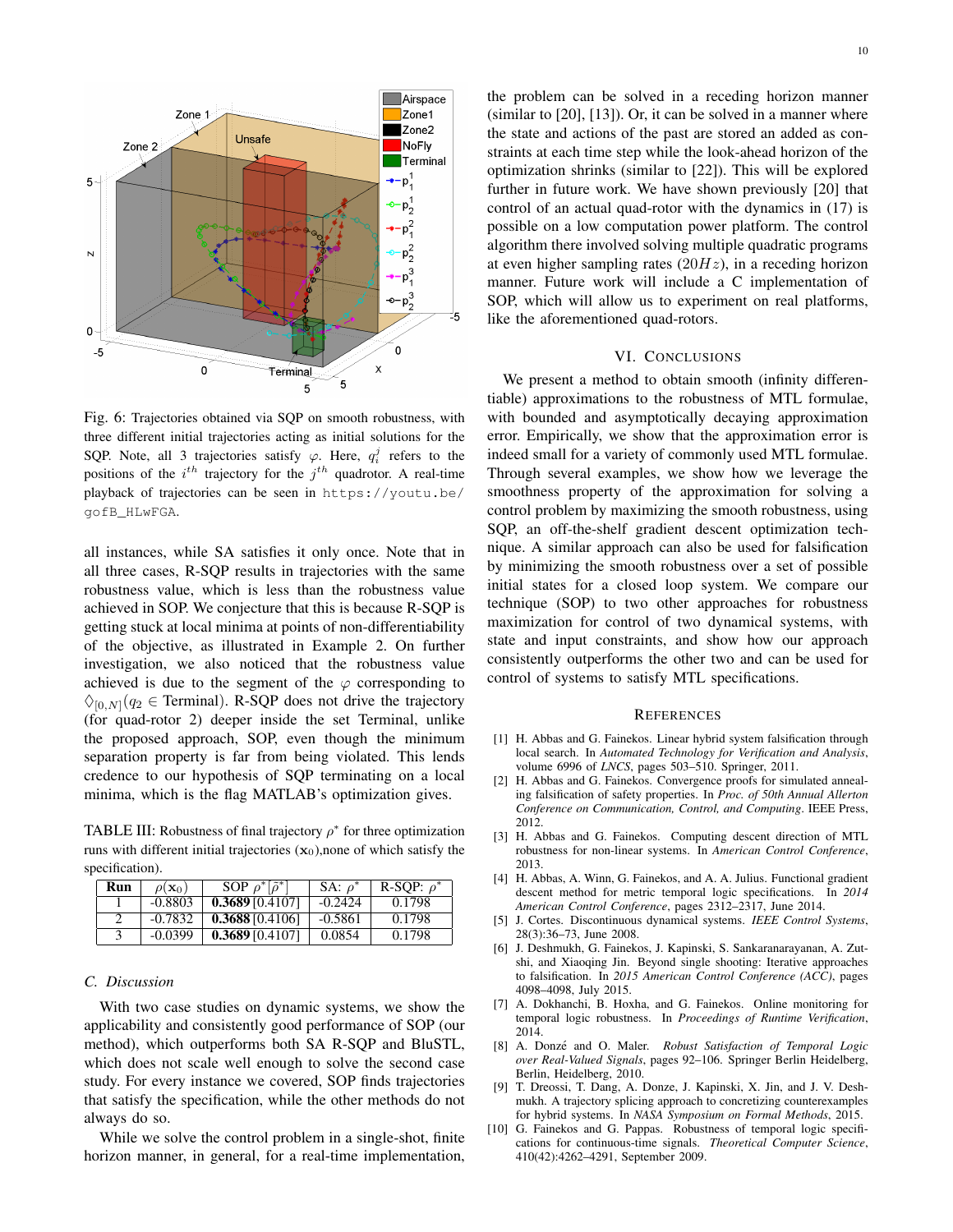Fig. 6: Trajectories obtained via SQP on smooth robustness, with three different initial trajectories acting as initial solutions for the SQP. Note, all 3 trajectories satisfy $\varphi$. Here, $q_i^j$ refers to the positions of the $i^{th}$ trajectory for the $j^{th}$ quadrotor. A real-time playback of trajectories can be seen in https://youtu.be/gofB_HLwFGA.

all instances, while SA satisfies it only once. Note that in all three cases, R-SQP results in trajectories with the same robustness value, which is less than the robustness value achieved in SOP. We conjecture that this is because R-SQP is getting stuck at local minima at points of non-differentiability of the objective, as illustrated in Example 2. On further investigation, we also noticed that the robustness value achieved is due to the segment of the $\varphi$ corresponding to $\Diamond_{[0,N]}(q_2 \in \text{Terminal})$. R-SQP does not drive the trajectory (for quad-rotor 2) deeper inside the set Terminal, unlike the proposed approach, SOP, even though the minimum separation property is far from being violated. This lends credence to our hypothesis of SQP terminating on a local minima, which is the flag MATLAB's optimization gives.

TABLE III: Robustness of final trajectory $\rho^*$ for three optimization runs with different initial trajectories ($\mathbf{x}_0$),none of which satisfy the specification).

| Run | $\rho(\mathbf{x}_0)$ | SOP $\rho^*[\tilde{\rho}^*]$ | SA: $\rho^*$ | R-SQP: $\rho^*$ |
|---|---|---|---|---|
| 1 | -0.8803 | **0.3689** [0.4107] | -0.2424 | 0.1798 |
| 2 | -0.7832 | **0.3688** [0.4106] | -0.5861 | 0.1798 |
| 3 | -0.0399 | **0.3689** [0.4107] | 0.0854 | 0.1798 |

### C. Discussion

With two case studies on dynamic systems, we show the applicability and consistently good performance of SOP (our method), which outperforms both SA R-SQP and BluSTL, which does not scale well enough to solve the second case study. For every instance we covered, SOP finds trajectories that satisfy the specification, while the other methods do not always do so.

While we solve the control problem in a single-shot, finite horizon manner, in general, for a real-time implementation, the problem can be solved in a receding horizon manner (similar to [20], [13]). Or, it can be solved in a manner where the state and actions of the past are stored an added as constraints at each time step while the look-ahead horizon of the optimization shrinks (similar to [22]). This will be explored further in future work. We have shown previously [20] that control of an actual quad-rotor with the dynamics in (17) is possible on a low computation power platform. The control algorithm there involved solving multiple quadratic programs at even higher sampling rates ($20Hz$), in a receding horizon manner. Future work will include a C implementation of SOP, which will allow us to experiment on real platforms, like the aforementioned quad-rotors.

## VI. Conclusions

We present a method to obtain smooth (infinity differentiable) approximations to the robustness of MTL formulae, with bounded and asymptotically decaying approximation error. Empirically, we show that the approximation error is indeed small for a variety of commonly used MTL formulae. Through several examples, we show how we leverage the smoothness property of the approximation for solving a control problem by maximizing the smooth robustness, using SQP, an off-the-shelf gradient descent optimization technique. A similar approach can also be used for falsification by minimizing the smooth robustness over a set of possible initial states for a closed loop system. We compare our technique (SOP) to two other approaches for robustness maximization for control of two dynamical systems, with state and input constraints, and show how our approach consistently outperforms the other two and can be used for control of systems to satisfy MTL specifications.

## References

[1] H. Abbas and G. Fainekos. Linear hybrid system falsification through local search. In *Automated Technology for Verification and Analysis*, volume 6996 of *LNCS*, pages 503–510. Springer, 2011.

[2] H. Abbas and G. Fainekos. Convergence proofs for simulated annealing falsification of safety properties. In *Proc. of 50th Annual Allerton Conference on Communication, Control, and Computing*. IEEE Press, 2012.

[3] H. Abbas and G. Fainekos. Computing descent direction of MTL robustness for non-linear systems. In *American Control Conference*, 2013.

[4] H. Abbas, A. Winn, G. Fainekos, and A. A. Julius. Functional gradient descent method for metric temporal logic specifications. In *2014 American Control Conference*, pages 2312–2317, June 2014.

[5] J. Cortes. Discontinuous dynamical systems. *IEEE Control Systems*, 28(3):36–73, June 2008.

[6] J. Deshmukh, G. Fainekos, J. Kapinski, S. Sankaranarayanan, A. Zutshi, and Xiaoqing Jin. Beyond single shooting: Iterative approaches to falsification. In *2015 American Control Conference (ACC)*, pages 4098–4098, July 2015.

[7] A. Dokhanchi, B. Hoxha, and G. Fainekos. Online monitoring for temporal logic robustness. In *Proceedings of Runtime Verification*, 2014.

[8] A. Donzé and O. Maler. *Robust Satisfaction of Temporal Logic over Real-Valued Signals*, pages 92–106. Springer Berlin Heidelberg, Berlin, Heidelberg, 2010.

[9] T. Dreossi, T. Dang, A. Donze, J. Kapinski, X. Jin, and J. V. Deshmukh. A trajectory splicing approach to concretizing counterexamples for hybrid systems. In *NASA Symposium on Formal Methods*, 2015.

[10] G. Fainekos and G. Pappas. Robustness of temporal logic specifications for continuous-time signals. *Theoretical Computer Science*, 410(42):4262–4291, September 2009.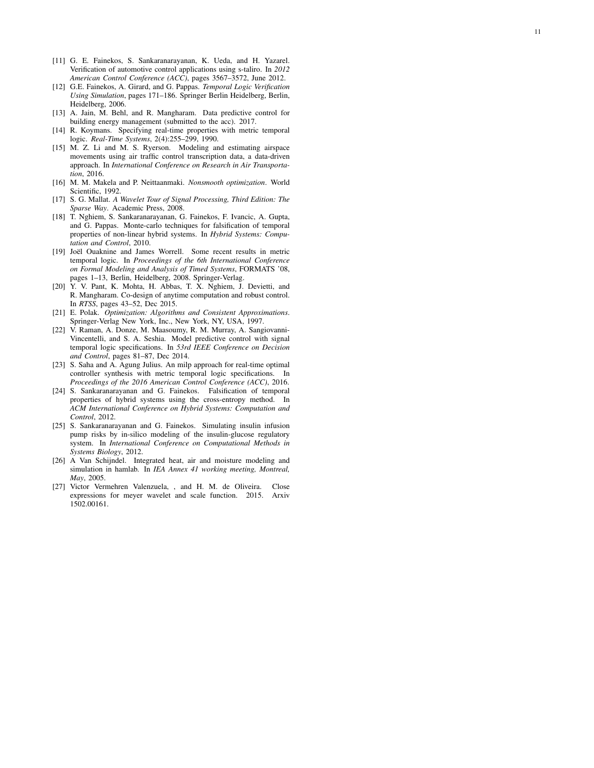[11] G. E. Fainekos, S. Sankaranarayanan, K. Ueda, and H. Yazarel. Verification of automotive control applications using s-taliro. In *2012 American Control Conference (ACC)*, pages 3567–3572, June 2012.

[12] G.E. Fainekos, A. Girard, and G. Pappas. *Temporal Logic Verification Using Simulation*, pages 171–186. Springer Berlin Heidelberg, Berlin, Heidelberg, 2006.

[13] A. Jain, M. Behl, and R. Mangharam. Data predictive control for building energy management (submitted to the acc). 2017.

[14] R. Koymans. Specifying real-time properties with metric temporal logic. *Real-Time Systems*, 2(4):255–299, 1990.

[15] M. Z. Li and M. S. Ryerson. Modeling and estimating airspace movements using air traffic control transcription data, a data-driven approach. In *International Conference on Research in Air Transportation*, 2016.

[16] M. M. Makela and P. Neittaanmaki. *Nonsmooth optimization*. World Scientific, 1992.

[17] S. G. Mallat. *A Wavelet Tour of Signal Processing, Third Edition: The Sparse Way*. Academic Press, 2008.

[18] T. Nghiem, S. Sankaranarayanan, G. Fainekos, F. Ivancic, A. Gupta, and G. Pappas. Monte-carlo techniques for falsification of temporal properties of non-linear hybrid systems. In *Hybrid Systems: Computation and Control*, 2010.

[19] Joël Ouaknine and James Worrell. Some recent results in metric temporal logic. In *Proceedings of the 6th International Conference on Formal Modeling and Analysis of Timed Systems*, FORMATS '08, pages 1–13, Berlin, Heidelberg, 2008. Springer-Verlag.

[20] Y. V. Pant, K. Mohta, H. Abbas, T. X. Nghiem, J. Devietti, and R. Mangharam. Co-design of anytime computation and robust control. In *RTSS*, pages 43–52, Dec 2015.

[21] E. Polak. *Optimization: Algorithms and Consistent Approximations*. Springer-Verlag New York, Inc., New York, NY, USA, 1997.

[22] V. Raman, A. Donze, M. Maasoumy, R. M. Murray, A. Sangiovanni-Vincentelli, and S. A. Seshia. Model predictive control with signal temporal logic specifications. In *53rd IEEE Conference on Decision and Control*, pages 81–87, Dec 2014.

[23] S. Saha and A. Agung Julius. An milp approach for real-time optimal controller synthesis with metric temporal logic specifications. In *Proceedings of the 2016 American Control Conference (ACC)*, 2016.

[24] S. Sankaranarayanan and G. Fainekos. Falsification of temporal properties of hybrid systems using the cross-entropy method. In *ACM International Conference on Hybrid Systems: Computation and Control*, 2012.

[25] S. Sankaranarayanan and G. Fainekos. Simulating insulin infusion pump risks by in-silico modeling of the insulin-glucose regulatory system. In *International Conference on Computational Methods in Systems Biology*, 2012.

[26] A Van Schijndel. Integrated heat, air and moisture modeling and simulation in hamlab. In *IEA Annex 41 working meeting, Montreal, May*, 2005.

[27] Victor Vermehren Valenzuela, , and H. M. de Oliveira. Close expressions for meyer wavelet and scale function. 2015. Arxiv 1502.00161.